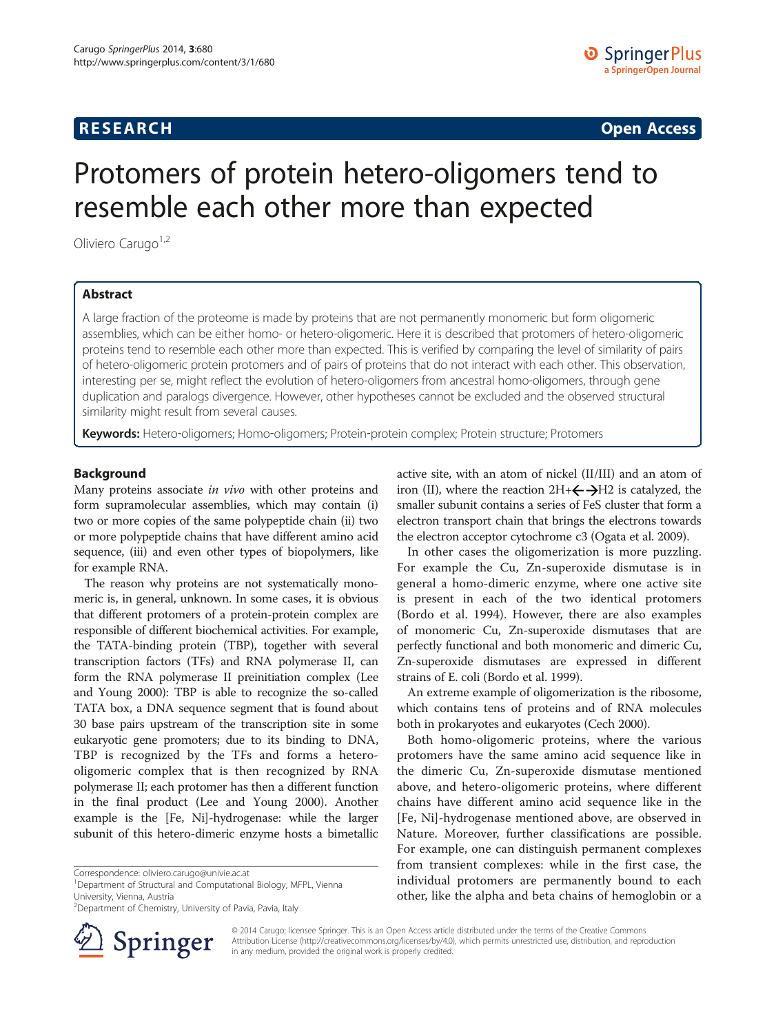RESEARCH Open Access

# Protomers of protein hetero-oligomers tend to resemble each other more than expected

Oliviero Carugo[1,2]

## Abstract

A large fraction of the proteome is made by proteins that are not permanently monomeric but form oligomeric assemblies, which can be either homo- or hetero-oligomeric. Here it is described that protomers of hetero-oligomeric proteins tend to resemble each other more than expected. This is verified by comparing the level of similarity of pairs of hetero-oligomeric protein protomers and of pairs of proteins that do not interact with each other. This observation, interesting per se, might reflect the evolution of hetero-oligomers from ancestral homo-oligomers, through gene duplication and paralogs divergence. However, other hypotheses cannot be excluded and the observed structural similarity might result from several causes.

**Keywords:** Hetero-oligomers; Homo-oligomers; Protein-protein complex; Protein structure; Protomers

## Background

Many proteins associate *in vivo* with other proteins and form supramolecular assemblies, which may contain (i) two or more copies of the same polypeptide chain (ii) two or more polypeptide chains that have different amino acid sequence, (iii) and even other types of biopolymers, like for example RNA.

The reason why proteins are not systematically monomeric is, in general, unknown. In some cases, it is obvious that different protomers of a protein-protein complex are responsible of different biochemical activities. For example, the TATA-binding protein (TBP), together with several transcription factors (TFs) and RNA polymerase II, can form the RNA polymerase II preinitiation complex (Lee and Young 2000): TBP is able to recognize the so-called TATA box, a DNA sequence segment that is found about 30 base pairs upstream of the transcription site in some eukaryotic gene promoters; due to its binding to DNA, TBP is recognized by the TFs and forms a hetero-oligomeric complex that is then recognized by RNA polymerase II; each protomer has then a different function in the final product (Lee and Young 2000). Another example is the [Fe, Ni]-hydrogenase: while the larger subunit of this hetero-dimeric enzyme hosts a bimetallic active site, with an atom of nickel (II/III) and an atom of iron (II), where the reaction $2H^+ \leftrightarrow H_2$ is catalyzed, the smaller subunit contains a series of FeS cluster that form a electron transport chain that brings the electrons towards the electron acceptor cytochrome c3 (Ogata et al. 2009).

In other cases the oligomerization is more puzzling. For example the Cu, Zn-superoxide dismutase is in general a homo-dimeric enzyme, where one active site is present in each of the two identical protomers (Bordo et al. 1994). However, there are also examples of monomeric Cu, Zn-superoxide dismutases that are perfectly functional and both monomeric and dimeric Cu, Zn-superoxide dismutases are expressed in different strains of E. coli (Bordo et al. 1999).

An extreme example of oligomerization is the ribosome, which contains tens of proteins and of RNA molecules both in prokaryotes and eukaryotes (Cech 2000).

Both homo-oligomeric proteins, where the various protomers have the same amino acid sequence like in the dimeric Cu, Zn-superoxide dismutase mentioned above, and hetero-oligomeric proteins, where different chains have different amino acid sequence like in the [Fe, Ni]-hydrogenase mentioned above, are observed in Nature. Moreover, further classifications are possible. For example, one can distinguish permanent complexes from transient complexes: while in the first case, the individual protomers are permanently bound to each other, like the alpha and beta chains of hemoglobin or a

Correspondence: oliviero.carugo@univie.ac.at
[1]Department of Structural and Computational Biology, MFPL, Vienna University, Vienna, Austria
[2]Department of Chemistry, University of Pavia, Pavia, Italy

© 2014 Carugo; licensee Springer. This is an Open Access article distributed under the terms of the Creative Commons Attribution License (http://creativecommons.org/licenses/by/4.0), which permits unrestricted use, distribution, and reproduction in any medium, provided the original work is properly credited.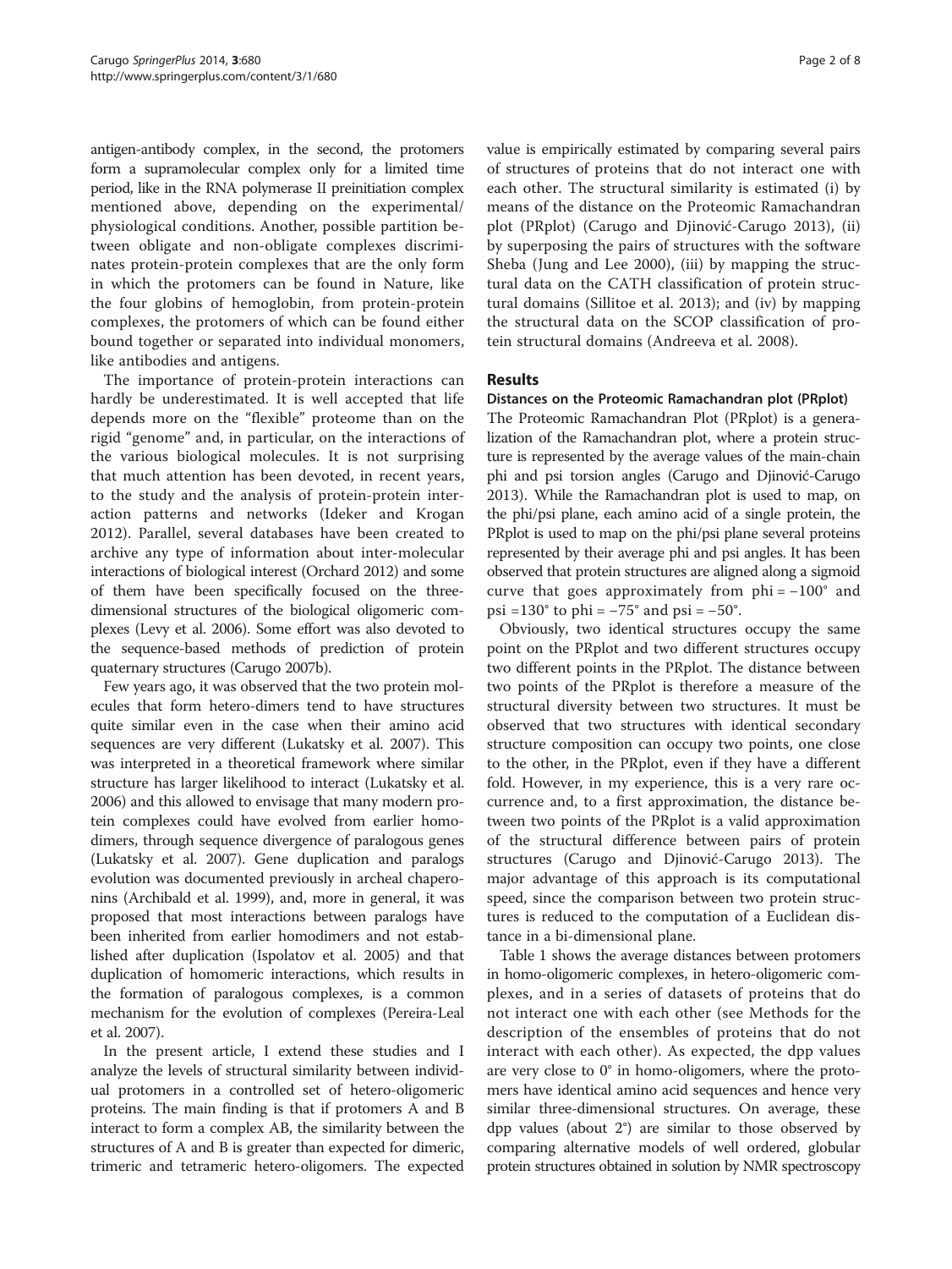antigen-antibody complex, in the second, the protomers form a supramolecular complex only for a limited time period, like in the RNA polymerase II preinitiation complex mentioned above, depending on the experimental/physiological conditions. Another, possible partition between obligate and non-obligate complexes discriminates protein-protein complexes that are the only form in which the protomers can be found in Nature, like the four globins of hemoglobin, from protein-protein complexes, the protomers of which can be found either bound together or separated into individual monomers, like antibodies and antigens.

The importance of protein-protein interactions can hardly be underestimated. It is well accepted that life depends more on the "flexible" proteome than on the rigid "genome" and, in particular, on the interactions of the various biological molecules. It is not surprising that much attention has been devoted, in recent years, to the study and the analysis of protein-protein interaction patterns and networks (Ideker and Krogan 2012). Parallel, several databases have been created to archive any type of information about inter-molecular interactions of biological interest (Orchard 2012) and some of them have been specifically focused on the three-dimensional structures of the biological oligomeric complexes (Levy et al. 2006). Some effort was also devoted to the sequence-based methods of prediction of protein quaternary structures (Carugo 2007b).

Few years ago, it was observed that the two protein molecules that form hetero-dimers tend to have structures quite similar even in the case when their amino acid sequences are very different (Lukatsky et al. 2007). This was interpreted in a theoretical framework where similar structure has larger likelihood to interact (Lukatsky et al. 2006) and this allowed to envisage that many modern protein complexes could have evolved from earlier homodimers, through sequence divergence of paralogous genes (Lukatsky et al. 2007). Gene duplication and paralogs evolution was documented previously in archeal chaperonins (Archibald et al. 1999), and, more in general, it was proposed that most interactions between paralogs have been inherited from earlier homodimers and not established after duplication (Ispolatov et al. 2005) and that duplication of homomeric interactions, which results in the formation of paralogous complexes, is a common mechanism for the evolution of complexes (Pereira-Leal et al. 2007).

In the present article, I extend these studies and I analyze the levels of structural similarity between individual protomers in a controlled set of hetero-oligomeric proteins. The main finding is that if protomers A and B interact to form a complex AB, the similarity between the structures of A and B is greater than expected for dimeric, trimeric and tetrameric hetero-oligomers. The expected value is empirically estimated by comparing several pairs of structures of proteins that do not interact one with each other. The structural similarity is estimated (i) by means of the distance on the Proteomic Ramachandran plot (PRplot) (Carugo and Djinović-Carugo 2013), (ii) by superposing the pairs of structures with the software Sheba (Jung and Lee 2000), (iii) by mapping the structural data on the CATH classification of protein structural domains (Sillitoe et al. 2013); and (iv) by mapping the structural data on the SCOP classification of protein structural domains (Andreeva et al. 2008).

## Results

### Distances on the Proteomic Ramachandran plot (PRplot)

The Proteomic Ramachandran Plot (PRplot) is a generalization of the Ramachandran plot, where a protein structure is represented by the average values of the main-chain phi and psi torsion angles (Carugo and Djinović-Carugo 2013). While the Ramachandran plot is used to map, on the phi/psi plane, each amino acid of a single protein, the PRplot is used to map on the phi/psi plane several proteins represented by their average phi and psi angles. It has been observed that protein structures are aligned along a sigmoid curve that goes approximately from phi = −100° and psi =130° to phi = −75° and psi = −50°.

Obviously, two identical structures occupy the same point on the PRplot and two different structures occupy two different points in the PRplot. The distance between two points of the PRplot is therefore a measure of the structural diversity between two structures. It must be observed that two structures with identical secondary structure composition can occupy two points, one close to the other, in the PRplot, even if they have a different fold. However, in my experience, this is a very rare occurrence and, to a first approximation, the distance between two points of the PRplot is a valid approximation of the structural difference between pairs of protein structures (Carugo and Djinović-Carugo 2013). The major advantage of this approach is its computational speed, since the comparison between two protein structures is reduced to the computation of a Euclidean distance in a bi-dimensional plane.

Table 1 shows the average distances between protomers in homo-oligomeric complexes, in hetero-oligomeric complexes, and in a series of datasets of proteins that do not interact one with each other (see Methods for the description of the ensembles of proteins that do not interact with each other). As expected, the dpp values are very close to 0° in homo-oligomers, where the protomers have identical amino acid sequences and hence very similar three-dimensional structures. On average, these dpp values (about 2°) are similar to those observed by comparing alternative models of well ordered, globular protein structures obtained in solution by NMR spectroscopy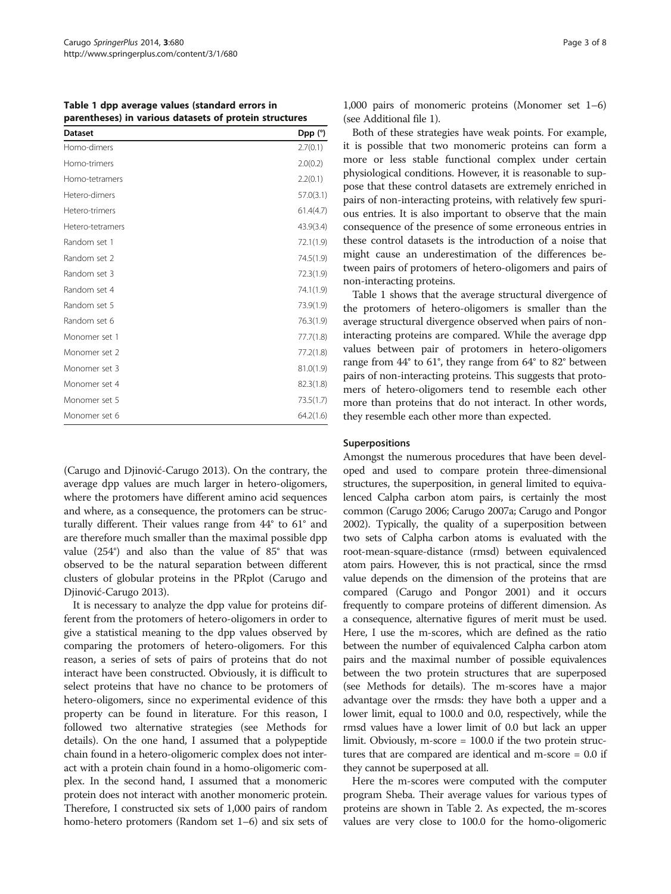**Table 1 dpp average values (standard errors in parentheses) in various datasets of protein structures**

| Dataset | Dpp (°) |
| --- | --- |
| Homo-dimers | 2.7(0.1) |
| Homo-trimers | 2.0(0.2) |
| Homo-tetramers | 2.2(0.1) |
| Hetero-dimers | 57.0(3.1) |
| Hetero-trimers | 61.4(4.7) |
| Hetero-tetramers | 43.9(3.4) |
| Random set 1 | 72.1(1.9) |
| Random set 2 | 74.5(1.9) |
| Random set 3 | 72.3(1.9) |
| Random set 4 | 74.1(1.9) |
| Random set 5 | 73.9(1.9) |
| Random set 6 | 76.3(1.9) |
| Monomer set 1 | 77.7(1.8) |
| Monomer set 2 | 77.2(1.8) |
| Monomer set 3 | 81.0(1.9) |
| Monomer set 4 | 82.3(1.8) |
| Monomer set 5 | 73.5(1.7) |
| Monomer set 6 | 64.2(1.6) |

(Carugo and Djinović-Carugo 2013). On the contrary, the average dpp values are much larger in hetero-oligomers, where the protomers have different amino acid sequences and where, as a consequence, the protomers can be structurally different. Their values range from 44° to 61° and are therefore much smaller than the maximal possible dpp value (254°) and also than the value of 85° that was observed to be the natural separation between different clusters of globular proteins in the PRplot (Carugo and Djinović-Carugo 2013).

It is necessary to analyze the dpp value for proteins different from the protomers of hetero-oligomers in order to give a statistical meaning to the dpp values observed by comparing the protomers of hetero-oligomers. For this reason, a series of sets of pairs of proteins that do not interact have been constructed. Obviously, it is difficult to select proteins that have no chance to be protomers of hetero-oligomers, since no experimental evidence of this property can be found in literature. For this reason, I followed two alternative strategies (see Methods for details). On the one hand, I assumed that a polypeptide chain found in a hetero-oligomeric complex does not interact with a protein chain found in a homo-oligomeric complex. In the second hand, I assumed that a monomeric protein does not interact with another monomeric protein. Therefore, I constructed six sets of 1,000 pairs of random homo-hetero protomers (Random set 1–6) and six sets of 1,000 pairs of monomeric proteins (Monomer set 1–6) (see Additional file 1).

Both of these strategies have weak points. For example, it is possible that two monomeric proteins can form a more or less stable functional complex under certain physiological conditions. However, it is reasonable to suppose that these control datasets are extremely enriched in pairs of non-interacting proteins, with relatively few spurious entries. It is also important to observe that the main consequence of the presence of some erroneous entries in these control datasets is the introduction of a noise that might cause an underestimation of the differences between pairs of protomers of hetero-oligomers and pairs of non-interacting proteins.

Table 1 shows that the average structural divergence of the protomers of hetero-oligomers is smaller than the average structural divergence observed when pairs of non-interacting proteins are compared. While the average dpp values between pair of protomers in hetero-oligomers range from 44° to 61°, they range from 64° to 82° between pairs of non-interacting proteins. This suggests that protomers of hetero-oligomers tend to resemble each other more than proteins that do not interact. In other words, they resemble each other more than expected.

### Superpositions

Amongst the numerous procedures that have been developed and used to compare protein three-dimensional structures, the superposition, in general limited to equivalenced Calpha carbon atom pairs, is certainly the most common (Carugo 2006; Carugo 2007a; Carugo and Pongor 2002). Typically, the quality of a superposition between two sets of Calpha carbon atoms is evaluated with the root-mean-square-distance (rmsd) between equivalenced atom pairs. However, this is not practical, since the rmsd value depends on the dimension of the proteins that are compared (Carugo and Pongor 2001) and it occurs frequently to compare proteins of different dimension. As a consequence, alternative figures of merit must be used. Here, I use the m-scores, which are defined as the ratio between the number of equivalenced Calpha carbon atom pairs and the maximal number of possible equivalences between the two protein structures that are superposed (see Methods for details). The m-scores have a major advantage over the rmsds: they have both a upper and a lower limit, equal to 100.0 and 0.0, respectively, while the rmsd values have a lower limit of 0.0 but lack an upper limit. Obviously, m-score = 100.0 if the two protein structures that are compared are identical and m-score = 0.0 if they cannot be superposed at all.

Here the m-scores were computed with the computer program Sheba. Their average values for various types of proteins are shown in Table 2. As expected, the m-scores values are very close to 100.0 for the homo-oligomeric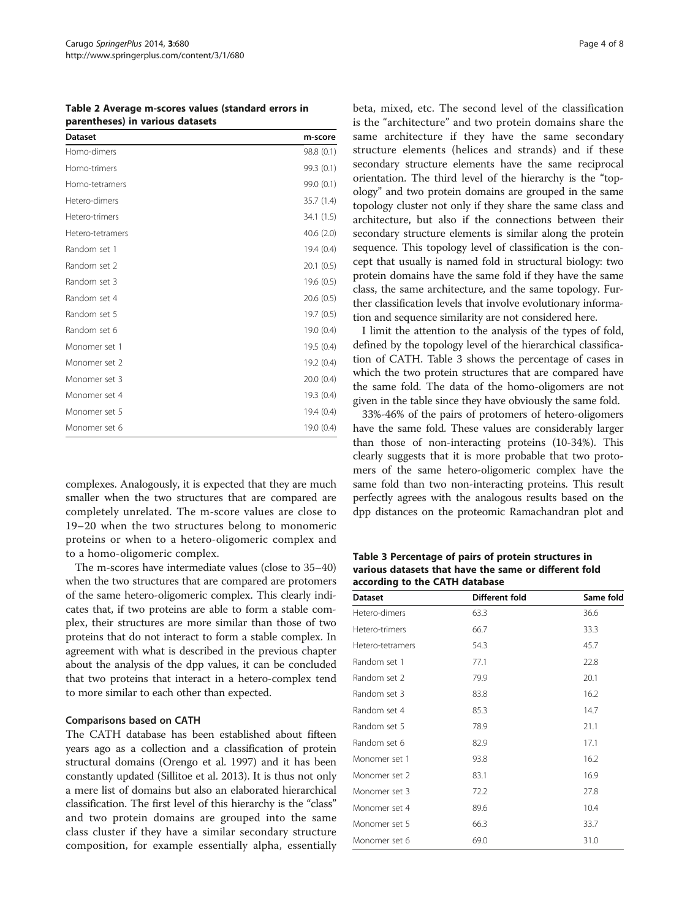**Table 2 Average m-scores values (standard errors in parentheses) in various datasets**

| Dataset | m-score |
|---|---|
| Homo-dimers | 98.8 (0.1) |
| Homo-trimers | 99.3 (0.1) |
| Homo-tetramers | 99.0 (0.1) |
| Hetero-dimers | 35.7 (1.4) |
| Hetero-trimers | 34.1 (1.5) |
| Hetero-tetramers | 40.6 (2.0) |
| Random set 1 | 19.4 (0.4) |
| Random set 2 | 20.1 (0.5) |
| Random set 3 | 19.6 (0.5) |
| Random set 4 | 20.6 (0.5) |
| Random set 5 | 19.7 (0.5) |
| Random set 6 | 19.0 (0.4) |
| Monomer set 1 | 19.5 (0.4) |
| Monomer set 2 | 19.2 (0.4) |
| Monomer set 3 | 20.0 (0.4) |
| Monomer set 4 | 19.3 (0.4) |
| Monomer set 5 | 19.4 (0.4) |
| Monomer set 6 | 19.0 (0.4) |

complexes. Analogously, it is expected that they are much smaller when the two structures that are compared are completely unrelated. The m-score values are close to 19–20 when the two structures belong to monomeric proteins or when to a hetero-oligomeric complex and to a homo-oligomeric complex.

The m-scores have intermediate values (close to 35–40) when the two structures that are compared are protomers of the same hetero-oligomeric complex. This clearly indicates that, if two proteins are able to form a stable complex, their structures are more similar than those of two proteins that do not interact to form a stable complex. In agreement with what is described in the previous chapter about the analysis of the dpp values, it can be concluded that two proteins that interact in a hetero-complex tend to more similar to each other than expected.

### Comparisons based on CATH

The CATH database has been established about fifteen years ago as a collection and a classification of protein structural domains (Orengo et al. 1997) and it has been constantly updated (Sillitoe et al. 2013). It is thus not only a mere list of domains but also an elaborated hierarchical classification. The first level of this hierarchy is the "class" and two protein domains are grouped into the same class cluster if they have a similar secondary structure composition, for example essentially alpha, essentially beta, mixed, etc. The second level of the classification is the "architecture" and two protein domains share the same architecture if they have the same secondary structure elements (helices and strands) and if these secondary structure elements have the same reciprocal orientation. The third level of the hierarchy is the "topology" and two protein domains are grouped in the same topology cluster not only if they share the same class and architecture, but also if the connections between their secondary structure elements is similar along the protein sequence. This topology level of classification is the concept that usually is named fold in structural biology: two protein domains have the same fold if they have the same class, the same architecture, and the same topology. Further classification levels that involve evolutionary information and sequence similarity are not considered here.

I limit the attention to the analysis of the types of fold, defined by the topology level of the hierarchical classification of CATH. Table 3 shows the percentage of cases in which the two protein structures that are compared have the same fold. The data of the homo-oligomers are not given in the table since they have obviously the same fold.

33%-46% of the pairs of protomers of hetero-oligomers have the same fold. These values are considerably larger than those of non-interacting proteins (10-34%). This clearly suggests that it is more probable that two protomers of the same hetero-oligomeric complex have the same fold than two non-interacting proteins. This result perfectly agrees with the analogous results based on the dpp distances on the proteomic Ramachandran plot and

**Table 3 Percentage of pairs of protein structures in various datasets that have the same or different fold according to the CATH database**

| Dataset | Different fold | Same fold |
|---|---|---|
| Hetero-dimers | 63.3 | 36.6 |
| Hetero-trimers | 66.7 | 33.3 |
| Hetero-tetramers | 54.3 | 45.7 |
| Random set 1 | 77.1 | 22.8 |
| Random set 2 | 79.9 | 20.1 |
| Random set 3 | 83.8 | 16.2 |
| Random set 4 | 85.3 | 14.7 |
| Random set 5 | 78.9 | 21.1 |
| Random set 6 | 82.9 | 17.1 |
| Monomer set 1 | 93.8 | 16.2 |
| Monomer set 2 | 83.1 | 16.9 |
| Monomer set 3 | 72.2 | 27.8 |
| Monomer set 4 | 89.6 | 10.4 |
| Monomer set 5 | 66.3 | 33.7 |
| Monomer set 6 | 69.0 | 31.0 |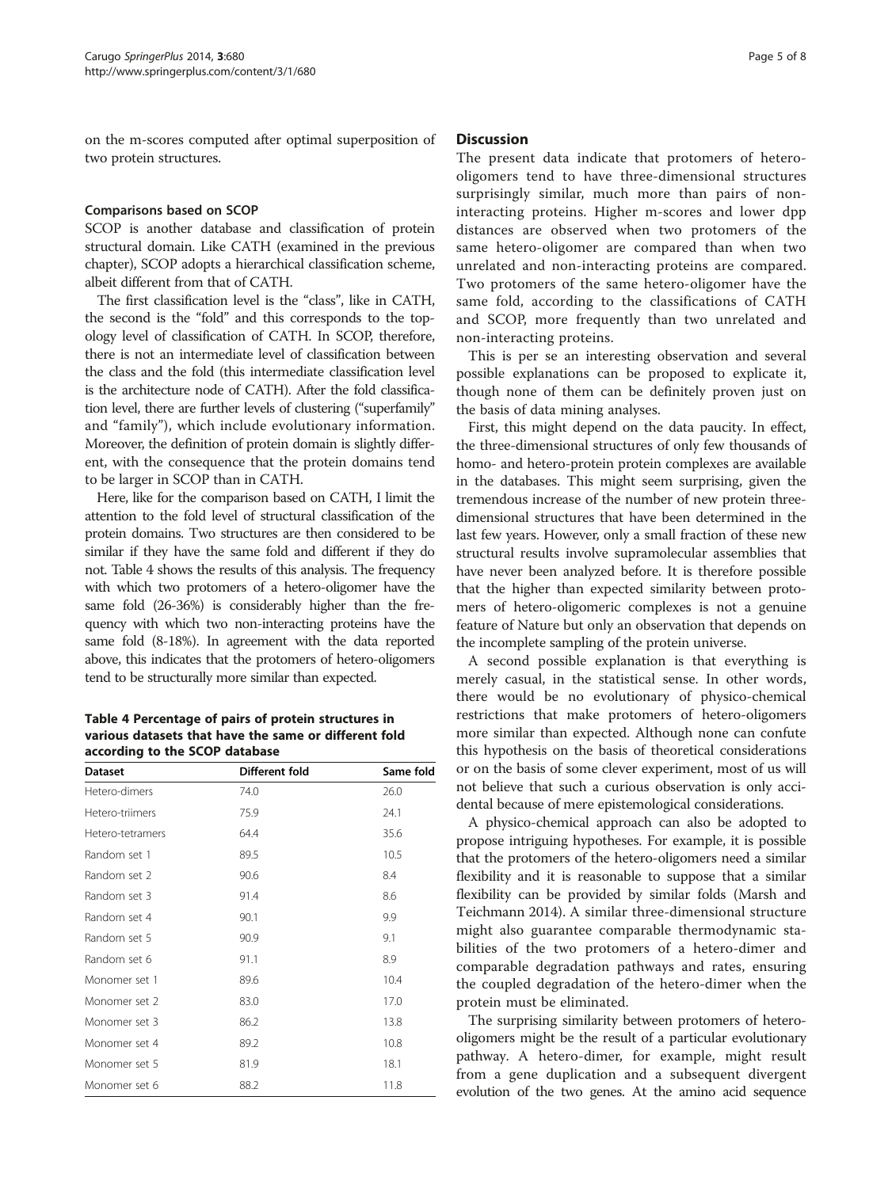on the m-scores computed after optimal superposition of two protein structures.

### Comparisons based on SCOP

SCOP is another database and classification of protein structural domain. Like CATH (examined in the previous chapter), SCOP adopts a hierarchical classification scheme, albeit different from that of CATH.

The first classification level is the "class", like in CATH, the second is the "fold" and this corresponds to the topology level of classification of CATH. In SCOP, therefore, there is not an intermediate level of classification between the class and the fold (this intermediate classification level is the architecture node of CATH). After the fold classification level, there are further levels of clustering ("superfamily" and "family"), which include evolutionary information. Moreover, the definition of protein domain is slightly different, with the consequence that the protein domains tend to be larger in SCOP than in CATH.

Here, like for the comparison based on CATH, I limit the attention to the fold level of structural classification of the protein domains. Two structures are then considered to be similar if they have the same fold and different if they do not. Table 4 shows the results of this analysis. The frequency with which two protomers of a hetero-oligomer have the same fold (26-36%) is considerably higher than the frequency with which two non-interacting proteins have the same fold (8-18%). In agreement with the data reported above, this indicates that the protomers of hetero-oligomers tend to be structurally more similar than expected.

**Table 4 Percentage of pairs of protein structures in various datasets that have the same or different fold according to the SCOP database**

| Dataset | Different fold | Same fold |
|---|---|---|
| Hetero-dimers | 74.0 | 26.0 |
| Hetero-triimers | 75.9 | 24.1 |
| Hetero-tetramers | 64.4 | 35.6 |
| Random set 1 | 89.5 | 10.5 |
| Random set 2 | 90.6 | 8.4 |
| Random set 3 | 91.4 | 8.6 |
| Random set 4 | 90.1 | 9.9 |
| Random set 5 | 90.9 | 9.1 |
| Random set 6 | 91.1 | 8.9 |
| Monomer set 1 | 89.6 | 10.4 |
| Monomer set 2 | 83.0 | 17.0 |
| Monomer set 3 | 86.2 | 13.8 |
| Monomer set 4 | 89.2 | 10.8 |
| Monomer set 5 | 81.9 | 18.1 |
| Monomer set 6 | 88.2 | 11.8 |

## Discussion

The present data indicate that protomers of hetero-oligomers tend to have three-dimensional structures surprisingly similar, much more than pairs of non-interacting proteins. Higher m-scores and lower dpp distances are observed when two protomers of the same hetero-oligomer are compared than when two unrelated and non-interacting proteins are compared. Two protomers of the same hetero-oligomer have the same fold, according to the classifications of CATH and SCOP, more frequently than two unrelated and non-interacting proteins.

This is per se an interesting observation and several possible explanations can be proposed to explicate it, though none of them can be definitely proven just on the basis of data mining analyses.

First, this might depend on the data paucity. In effect, the three-dimensional structures of only few thousands of homo- and hetero-protein protein complexes are available in the databases. This might seem surprising, given the tremendous increase of the number of new protein three-dimensional structures that have been determined in the last few years. However, only a small fraction of these new structural results involve supramolecular assemblies that have never been analyzed before. It is therefore possible that the higher than expected similarity between protomers of hetero-oligomeric complexes is not a genuine feature of Nature but only an observation that depends on the incomplete sampling of the protein universe.

A second possible explanation is that everything is merely casual, in the statistical sense. In other words, there would be no evolutionary of physico-chemical restrictions that make protomers of hetero-oligomers more similar than expected. Although none can confute this hypothesis on the basis of theoretical considerations or on the basis of some clever experiment, most of us will not believe that such a curious observation is only accidental because of mere epistemological considerations.

A physico-chemical approach can also be adopted to propose intriguing hypotheses. For example, it is possible that the protomers of the hetero-oligomers need a similar flexibility and it is reasonable to suppose that a similar flexibility can be provided by similar folds (Marsh and Teichmann 2014). A similar three-dimensional structure might also guarantee comparable thermodynamic stabilities of the two protomers of a hetero-dimer and comparable degradation pathways and rates, ensuring the coupled degradation of the hetero-dimer when the protein must be eliminated.

The surprising similarity between protomers of hetero-oligomers might be the result of a particular evolutionary pathway. A hetero-dimer, for example, might result from a gene duplication and a subsequent divergent evolution of the two genes. At the amino acid sequence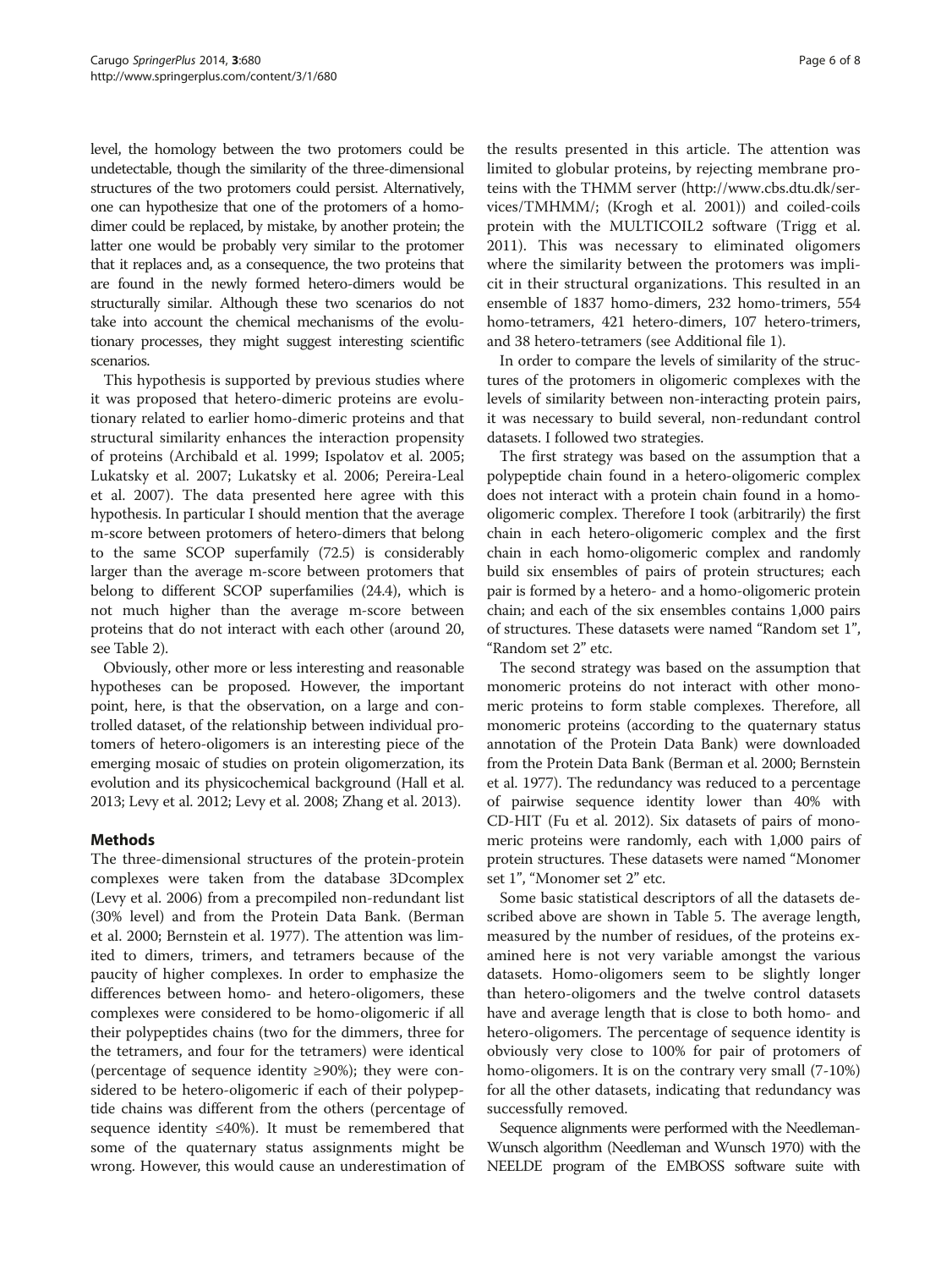level, the homology between the two protomers could be undetectable, though the similarity of the three-dimensional structures of the two protomers could persist. Alternatively, one can hypothesize that one of the protomers of a homo-dimer could be replaced, by mistake, by another protein; the latter one would be probably very similar to the protomer that it replaces and, as a consequence, the two proteins that are found in the newly formed hetero-dimers would be structurally similar. Although these two scenarios do not take into account the chemical mechanisms of the evolutionary processes, they might suggest interesting scientific scenarios.

This hypothesis is supported by previous studies where it was proposed that hetero-dimeric proteins are evolutionary related to earlier homo-dimeric proteins and that structural similarity enhances the interaction propensity of proteins (Archibald et al. 1999; Ispolatov et al. 2005; Lukatsky et al. 2007; Lukatsky et al. 2006; Pereira-Leal et al. 2007). The data presented here agree with this hypothesis. In particular I should mention that the average m-score between protomers of hetero-dimers that belong to the same SCOP superfamily (72.5) is considerably larger than the average m-score between protomers that belong to different SCOP superfamilies (24.4), which is not much higher than the average m-score between proteins that do not interact with each other (around 20, see Table 2).

Obviously, other more or less interesting and reasonable hypotheses can be proposed. However, the important point, here, is that the observation, on a large and controlled dataset, of the relationship between individual protomers of hetero-oligomers is an interesting piece of the emerging mosaic of studies on protein oligomerization, its evolution and its physicochemical background (Hall et al. 2013; Levy et al. 2012; Levy et al. 2008; Zhang et al. 2013).

## Methods

The three-dimensional structures of the protein-protein complexes were taken from the database 3Dcomplex (Levy et al. 2006) from a precompiled non-redundant list (30% level) and from the Protein Data Bank. (Berman et al. 2000; Bernstein et al. 1977). The attention was limited to dimers, trimers, and tetramers because of the paucity of higher complexes. In order to emphasize the differences between homo- and hetero-oligomers, these complexes were considered to be homo-oligomeric if all their polypeptides chains (two for the dimmers, three for the tetramers, and four for the tetramers) were identical (percentage of sequence identity ≥90%); they were considered to be hetero-oligomeric if each of their polypeptide chains was different from the others (percentage of sequence identity ≤40%). It must be remembered that some of the quaternary status assignments might be wrong. However, this would cause an underestimation of the results presented in this article. The attention was limited to globular proteins, by rejecting membrane proteins with the THMM server (http://www.cbs.dtu.dk/services/TMHMM/; (Krogh et al. 2001)) and coiled-coils protein with the MULTICOIL2 software (Trigg et al. 2011). This was necessary to eliminated oligomers where the similarity between the protomers was implicit in their structural organizations. This resulted in an ensemble of 1837 homo-dimers, 232 homo-trimers, 554 homo-tetramers, 421 hetero-dimers, 107 hetero-trimers, and 38 hetero-tetramers (see Additional file 1).

In order to compare the levels of similarity of the structures of the protomers in oligomeric complexes with the levels of similarity between non-interacting protein pairs, it was necessary to build several, non-redundant control datasets. I followed two strategies.

The first strategy was based on the assumption that a polypeptide chain found in a hetero-oligomeric complex does not interact with a protein chain found in a homo-oligomeric complex. Therefore I took (arbitrarily) the first chain in each hetero-oligomeric complex and the first chain in each homo-oligomeric complex and randomly build six ensembles of pairs of protein structures; each pair is formed by a hetero- and a homo-oligomeric protein chain; and each of the six ensembles contains 1,000 pairs of structures. These datasets were named "Random set 1", "Random set 2" etc.

The second strategy was based on the assumption that monomeric proteins do not interact with other monomeric proteins to form stable complexes. Therefore, all monomeric proteins (according to the quaternary status annotation of the Protein Data Bank) were downloaded from the Protein Data Bank (Berman et al. 2000; Bernstein et al. 1977). The redundancy was reduced to a percentage of pairwise sequence identity lower than 40% with CD-HIT (Fu et al. 2012). Six datasets of pairs of monomeric proteins were randomly, each with 1,000 pairs of protein structures. These datasets were named "Monomer set 1", "Monomer set 2" etc.

Some basic statistical descriptors of all the datasets described above are shown in Table 5. The average length, measured by the number of residues, of the proteins examined here is not very variable amongst the various datasets. Homo-oligomers seem to be slightly longer than hetero-oligomers and the twelve control datasets have and average length that is close to both homo- and hetero-oligomers. The percentage of sequence identity is obviously very close to 100% for pair of protomers of homo-oligomers. It is on the contrary very small (7-10%) for all the other datasets, indicating that redundancy was successfully removed.

Sequence alignments were performed with the Needleman-Wunsch algorithm (Needleman and Wunsch 1970) with the NEELDE program of the EMBOSS software suite with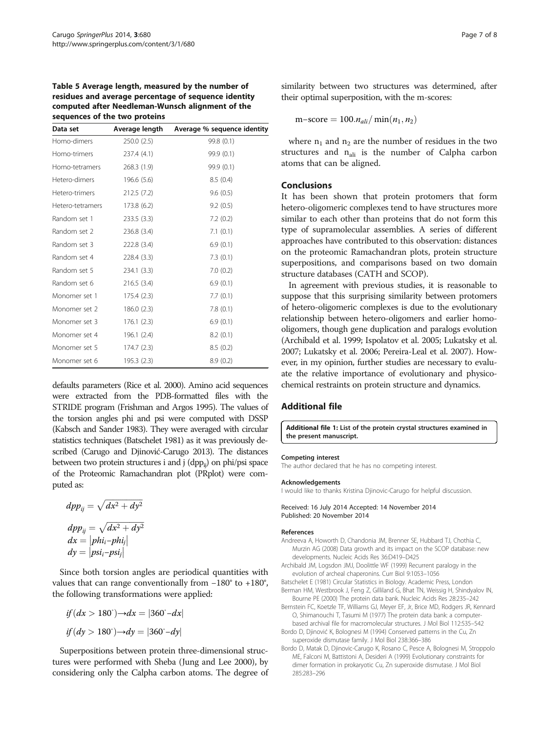**Table 5 Average length, measured by the number of residues and average percentage of sequence identity computed after Needleman-Wunsch alignment of the sequences of the two proteins**

| Data set | Average length | Average % sequence identity |
|---|---|---|
| Homo-dimers | 250.0 (2.5) | 99.8 (0.1) |
| Homo-trimers | 237.4 (4.1) | 99.9 (0.1) |
| Homo-tetramers | 268.3 (1.9) | 99.9 (0.1) |
| Hetero-dimers | 196.6 (5.6) | 8.5 (0.4) |
| Hetero-trimers | 212.5 (7.2) | 9.6 (0.5) |
| Hetero-tetramers | 173.8 (6.2) | 9.2 (0.5) |
| Random set 1 | 233.5 (3.3) | 7.2 (0.2) |
| Random set 2 | 236.8 (3.4) | 7.1 (0.1) |
| Random set 3 | 222.8 (3.4) | 6.9 (0.1) |
| Random set 4 | 228.4 (3.3) | 7.3 (0.1) |
| Random set 5 | 234.1 (3.3) | 7.0 (0.2) |
| Random set 6 | 216.5 (3.4) | 6.9 (0.1) |
| Monomer set 1 | 175.4 (2.3) | 7.7 (0.1) |
| Monomer set 2 | 186.0 (2.3) | 7.8 (0.1) |
| Monomer set 3 | 176.1 (2.3) | 6.9 (0.1) |
| Monomer set 4 | 196.1 (2.4) | 8.2 (0.1) |
| Monomer set 5 | 174.7 (2.3) | 8.5 (0.2) |
| Monomer set 6 | 195.3 (2.3) | 8.9 (0.2) |

defaults parameters (Rice et al. 2000). Amino acid sequences were extracted from the PDB-formatted files with the STRIDE program (Frishman and Argos 1995). The values of the torsion angles phi and psi were computed with DSSP (Kabsch and Sander 1983). They were averaged with circular statistics techniques (Batschelet 1981) as it was previously described (Carugo and Djinović-Carugo 2013). The distances between two protein structures i and j ($dpp_{ij}$) on phi/psi space of the Proteomic Ramachandran plot (PRplot) were computed as:

$$dpp_{ij} = \sqrt{dx^2 + dy^2}$$

$$dpp_{ij} = \sqrt{dx^2 + dy^2}$$
$$dx = |phi_i - phi_j|$$
$$dy = |psi_i - psi_j|$$

Since both torsion angles are periodical quantities with values that can range conventionally from −180° to +180°, the following transformations were applied:

$$if\,(dx > 180^\circ) \rightarrow dx = |360^\circ - dx|$$

$$if\,(dy > 180^\circ) \rightarrow dy = |360^\circ - dy|$$

Superpositions between protein three-dimensional structures were performed with Sheba (Jung and Lee 2000), by considering only the Calpha carbon atoms. The degree of similarity between two structures was determined, after their optimal superposition, with the m-scores:

$$\text{m-score} = 100.n_{ali}/\min(n_1, n_2)$$

where $n_1$ and $n_2$ are the number of residues in the two structures and $n_{ali}$ is the number of Calpha carbon atoms that can be aligned.

## Conclusions

It has been shown that protein protomers that form hetero-oligomeric complexes tend to have structures more similar to each other than proteins that do not form this type of supramolecular assemblies. A series of different approaches have contributed to this observation: distances on the proteomic Ramachandran plots, protein structure superpositions, and comparisons based on two domain structure databases (CATH and SCOP).

In agreement with previous studies, it is reasonable to suppose that this surprising similarity between protomers of hetero-oligomeric complexes is due to the evolutionary relationship between hetero-oligomers and earlier homo-oligomers, though gene duplication and paralogs evolution (Archibald et al. 1999; Ispolatov et al. 2005; Lukatsky et al. 2007; Lukatsky et al. 2006; Pereira-Leal et al. 2007). However, in my opinion, further studies are necessary to evaluate the relative importance of evolutionary and physicochemical restraints on protein structure and dynamics.

## Additional file

**Additional file 1: List of the protein crystal structures examined in the present manuscript.**

#### Competing interest

The author declared that he has no competing interest.

#### Acknowledgements

I would like to thanks Kristina Djinovic-Carugo for helpful discussion.

Received: 16 July 2014 Accepted: 14 November 2014
Published: 20 November 2014

#### References

- Andreeva A, Howorth D, Chandonia JM, Brenner SE, Hubbard TJ, Chothia C, Murzin AG (2008) Data growth and its impact on the SCOP database: new developments. Nucleic Acids Res 36:D419–D425
- Archibald JM, Logsdon JMJ, Doolittle WF (1999) Recurrent paralogy in the evolution of archeal chaperonins. Curr Biol 9:1053–1056
- Batschelet E (1981) Circular Statistics in Biology. Academic Press, London
- Berman HM, Westbrook J, Feng Z, Gilliland G, Bhat TN, Weissig H, Shindyalov IN, Bourne PE (2000) The protein data bank. Nucleic Acids Res 28:235–242
- Bernstein FC, Koetzle TF, Williams GJ, Meyer EF, Jr, Brice MD, Rodgers JR, Kennard O, Shimanouchi T, Tasumi M (1977) The protein data bank: a computer-based archival file for macromolecular structures. J Mol Biol 112:535–542
- Bordo D, Djinović K, Bolognesi M (1994) Conserved patterns in the Cu, Zn superoxide dismutase family. J Mol Biol 238:366–386
- Bordo D, Matak D, Djinovic-Carugo K, Rosano C, Pesce A, Bolognesi M, Stroppolo ME, Falconi M, Battistoni A, Desideri A (1999) Evolutionary constraints for dimer formation in prokaryotic Cu, Zn superoxide dismutase. J Mol Biol 285:283–296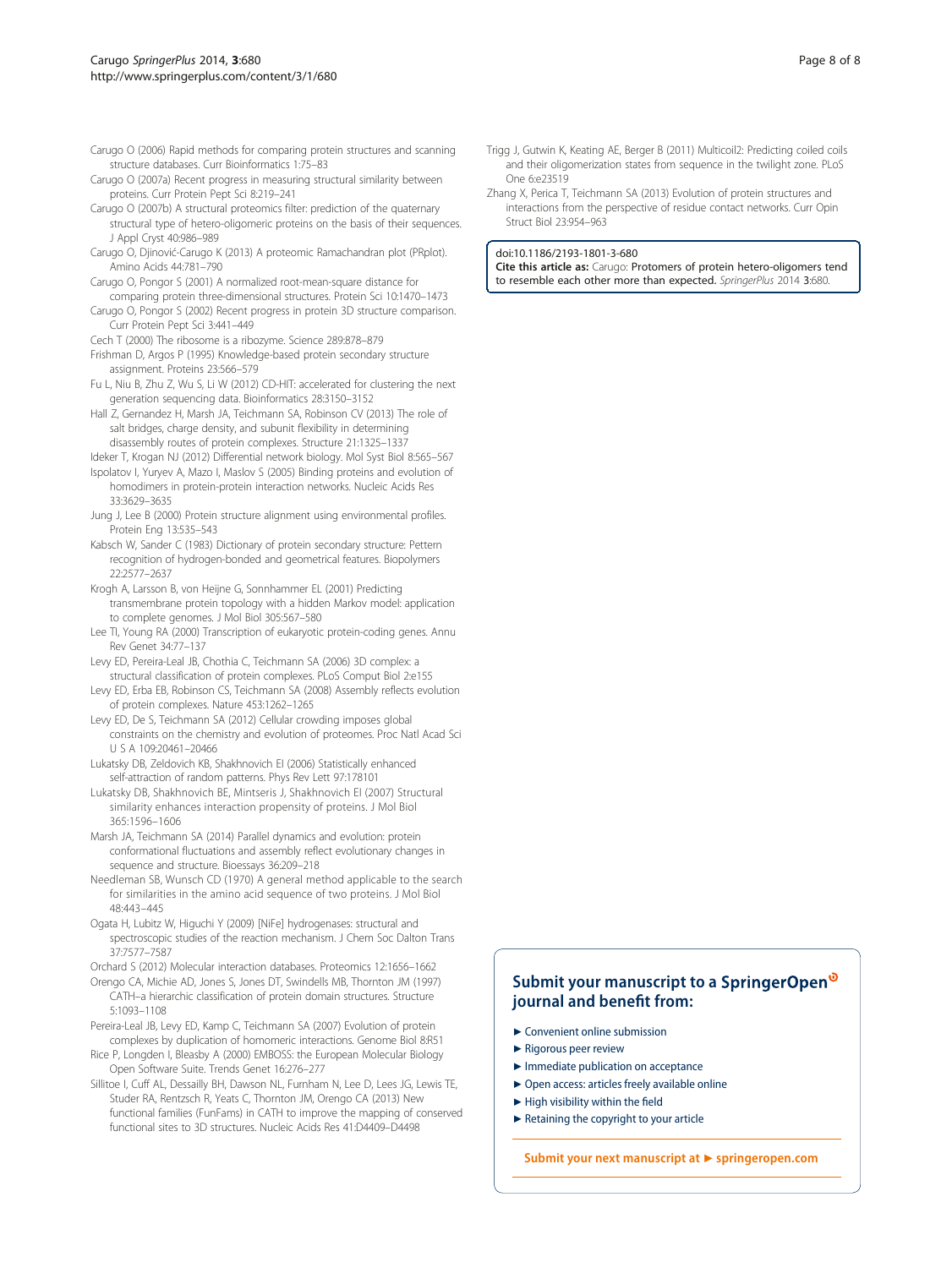Carugo O (2006) Rapid methods for comparing protein structures and scanning structure databases. Curr Bioinformatics 1:75–83

Carugo O (2007a) Recent progress in measuring structural similarity between proteins. Curr Protein Pept Sci 8:219–241

Carugo O (2007b) A structural proteomics filter: prediction of the quaternary structural type of hetero-oligomeric proteins on the basis of their sequences. J Appl Cryst 40:986–989

Carugo O, Djinović-Carugo K (2013) A proteomic Ramachandran plot (PRplot). Amino Acids 44:781–790

Carugo O, Pongor S (2001) A normalized root-mean-square distance for comparing protein three-dimensional structures. Protein Sci 10:1470–1473

Carugo O, Pongor S (2002) Recent progress in protein 3D structure comparison. Curr Protein Pept Sci 3:441–449

Cech T (2000) The ribosome is a ribozyme. Science 289:878–879

Frishman D, Argos P (1995) Knowledge-based protein secondary structure assignment. Proteins 23:566–579

Fu L, Niu B, Zhu Z, Wu S, Li W (2012) CD-HIT: accelerated for clustering the next generation sequencing data. Bioinformatics 28:3150–3152

Hall Z, Gernandez H, Marsh JA, Teichmann SA, Robinson CV (2013) The role of salt bridges, charge density, and subunit flexibility in determining disassembly routes of protein complexes. Structure 21:1325–1337

Ideker T, Krogan NJ (2012) Differential network biology. Mol Syst Biol 8:565–567

Ispolatov I, Yuryev A, Mazo I, Maslov S (2005) Binding proteins and evolution of homodimers in protein-protein interaction networks. Nucleic Acids Res 33:3629–3635

Jung J, Lee B (2000) Protein structure alignment using environmental profiles. Protein Eng 13:535–543

Kabsch W, Sander C (1983) Dictionary of protein secondary structure: Pattern recognition of hydrogen-bonded and geometrical features. Biopolymers 22:2577–2637

Krogh A, Larsson B, von Heijne G, Sonnhammer EL (2001) Predicting transmembrane protein topology with a hidden Markov model: application to complete genomes. J Mol Biol 305:567–580

Lee TI, Young RA (2000) Transcription of eukaryotic protein-coding genes. Annu Rev Genet 34:77–137

Levy ED, Pereira-Leal JB, Chothia C, Teichmann SA (2006) 3D complex: a structural classification of protein complexes. PLoS Comput Biol 2:e155

Levy ED, Erba EB, Robinson CS, Teichmann SA (2008) Assembly reflects evolution of protein complexes. Nature 453:1262–1265

Levy ED, De S, Teichmann SA (2012) Cellular crowding imposes global constraints on the chemistry and evolution of proteomes. Proc Natl Acad Sci U S A 109:20461–20466

Lukatsky DB, Zeldovich KB, Shakhnovich EI (2006) Statistically enhanced self-attraction of random patterns. Phys Rev Lett 97:178101

Lukatsky DB, Shakhnovich BE, Mintseris J, Shakhnovich EI (2007) Structural similarity enhances interaction propensity of proteins. J Mol Biol 365:1596–1606

Marsh JA, Teichmann SA (2014) Parallel dynamics and evolution: protein conformational fluctuations and assembly reflect evolutionary changes in sequence and structure. Bioessays 36:209–218

Needleman SB, Wunsch CD (1970) A general method applicable to the search for similarities in the amino acid sequence of two proteins. J Mol Biol 48:443–445

Ogata H, Lubitz W, Higuchi Y (2009) [NiFe] hydrogenases: structural and spectroscopic studies of the reaction mechanism. J Chem Soc Dalton Trans 37:7577–7587

Orchard S (2012) Molecular interaction databases. Proteomics 12:1656–1662

Orengo CA, Michie AD, Jones S, Jones DT, Swindells MB, Thornton JM (1997) CATH–a hierarchic classification of protein domain structures. Structure 5:1093–1108

Pereira-Leal JB, Levy ED, Kamp C, Teichmann SA (2007) Evolution of protein complexes by duplication of homomeric interactions. Genome Biol 8:R51

Rice P, Longden I, Bleasby A (2000) EMBOSS: the European Molecular Biology Open Software Suite. Trends Genet 16:276–277

Sillitoe I, Cuff AL, Dessailly BH, Dawson NL, Furnham N, Lee D, Lees JG, Lewis TE, Studer RA, Rentzsch R, Yeats C, Thornton JM, Orengo CA (2013) New functional families (FunFams) in CATH to improve the mapping of conserved functional sites to 3D structures. Nucleic Acids Res 41:D4409–D4498

Trigg J, Gutwin K, Keating AE, Berger B (2011) Multicoil2: Predicting coiled coils and their oligomerization states from sequence in the twilight zone. PLoS One 6:e23519

Zhang X, Perica T, Teichmann SA (2013) Evolution of protein structures and interactions from the perspective of residue contact networks. Curr Opin Struct Biol 23:954–963

doi:10.1186/2193-1801-3-680

**Cite this article as:** Carugo: Protomers of protein hetero-oligomers tend to resemble each other more than expected. *SpringerPlus* 2014 **3**:680.

**Submit your manuscript to a SpringerOpen journal and benefit from:**

- ► Convenient online submission
- ► Rigorous peer review
- ► Immediate publication on acceptance
- ► Open access: articles freely available online
- ► High visibility within the field
- ► Retaining the copyright to your article

**Submit your next manuscript at ► springeropen.com**